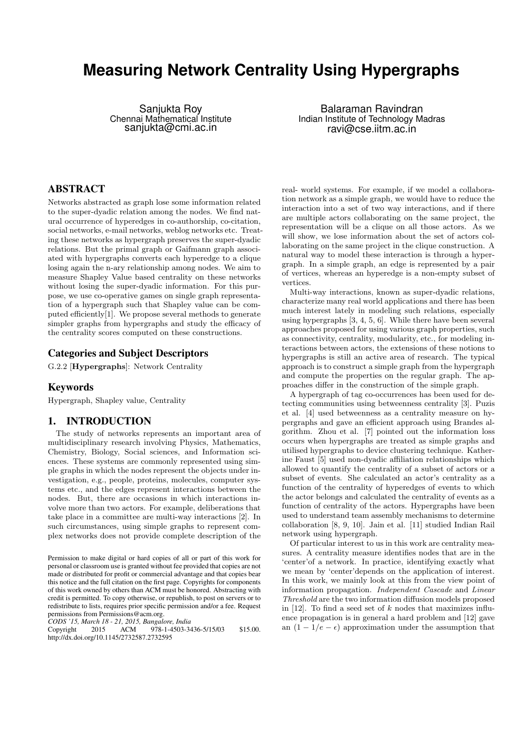# Measuring Network Centrality Using Hypergraphs

Sanjukta Roy
Chennai Mathematical Institute
sanjukta@cmi.ac.in

Balaraman Ravindran
Indian Institute of Technology Madras
ravi@cse.iitm.ac.in

## ABSTRACT

Networks abstracted as graph lose some information related to the super-dyadic relation among the nodes. We find natural occurrence of hyperedges in co-authorship, co-citation, social networks, e-mail networks, weblog networks etc. Treating these networks as hypergraph preserves the super-dyadic relations. But the primal graph or Gaifmann graph associated with hypergraphs converts each hyperedge to a clique losing again the n-ary relationship among nodes. We aim to measure Shapley Value based centrality on these networks without losing the super-dyadic information. For this purpose, we use co-operative games on single graph representation of a hypergraph such that Shapley value can be computed efficiently[1]. We propose several methods to generate simpler graphs from hypergraphs and study the efficacy of the centrality scores computed on these constructions.

### Categories and Subject Descriptors

G.2.2 [**Hypergraphs**]: Network Centrality

### Keywords

Hypergraph, Shapley value, Centrality

## 1. INTRODUCTION

The study of networks represents an important area of multidisciplinary research involving Physics, Mathematics, Chemistry, Biology, Social sciences, and Information sciences. These systems are commonly represented using simple graphs in which the nodes represent the objects under investigation, e.g., people, proteins, molecules, computer systems etc., and the edges represent interactions between the nodes. But, there are occasions in which interactions involve more than two actors. For example, deliberations that take place in a committee are multi-way interactions [2]. In such circumstances, using simple graphs to represent complex networks does not provide complete description of the real- world systems. For example, if we model a collaboration network as a simple graph, we would have to reduce the interaction into a set of two way interactions, and if there are multiple actors collaborating on the same project, the representation will be a clique on all those actors. As we will show, we lose information about the set of actors collaborating on the same project in the clique construction. A natural way to model these interaction is through a hypergraph. In a simple graph, an edge is represented by a pair of vertices, whereas an hyperedge is a non-empty subset of vertices.

Multi-way interactions, known as super-dyadic relations, characterize many real world applications and there has been much interest lately in modeling such relations, especially using hypergraphs [3, 4, 5, 6]. While there have been several approaches proposed for using various graph properties, such as connectivity, centrality, modularity, etc., for modeling interactions between actors, the extensions of these notions to hypergraphs is still an active area of research. The typical approach is to construct a simple graph from the hypergraph and compute the properties on the regular graph. The approaches differ in the construction of the simple graph.

A hypergraph of tag co-occurrences has been used for detecting communities using betweenness centrality [3]. Puzis et al. [4] used betweenness as a centrality measure on hypergraphs and gave an efficient approach using Brandes algorithm. Zhou et al. [7] pointed out the information loss occurs when hypergraphs are treated as simple graphs and utilised hypergraphs to device clustering technique. Katherine Faust [5] used non-dyadic affiliation relationships which allowed to quantify the centrality of a subset of actors or a subset of events. She calculated an actor's centrality as a function of the centrality of hyperedges of events to which the actor belongs and calculated the centrality of events as a function of centrality of the actors. Hypergraphs have been used to understand team assembly mechanisms to determine collaboration [8, 9, 10]. Jain et al. [11] studied Indian Rail network using hypergraph.

Of particular interest to us in this work are centrality measures. A centrality measure identifies nodes that are in the 'center'of a network. In practice, identifying exactly what we mean by 'center'depends on the application of interest. In this work, we mainly look at this from the view point of information propagation. *Independent Cascade* and *Linear Threshold* are the two information diffusion models proposed in [12]. To find a seed set of $k$ nodes that maximizes influence propagation is in general a hard problem and [12] gave an $(1 - 1/e - \epsilon)$ approximation under the assumption that

Permission to make digital or hard copies of all or part of this work for personal or classroom use is granted without fee provided that copies are not made or distributed for profit or commercial advantage and that copies bear this notice and the full citation on the first page. Copyrights for components of this work owned by others than ACM must be honored. Abstracting with credit is permitted. To copy otherwise, or republish, to post on servers or to redistribute to lists, requires prior specific permission and/or a fee. Request permissions from Permissions@acm.org.
*CODS '15, March 18 - 21, 2015, Bangalore, India*
Copyright 2015 ACM 978-1-4503-3436-5/15/03 $15.00.
http://dx.doi.org/10.1145/2732587.2732595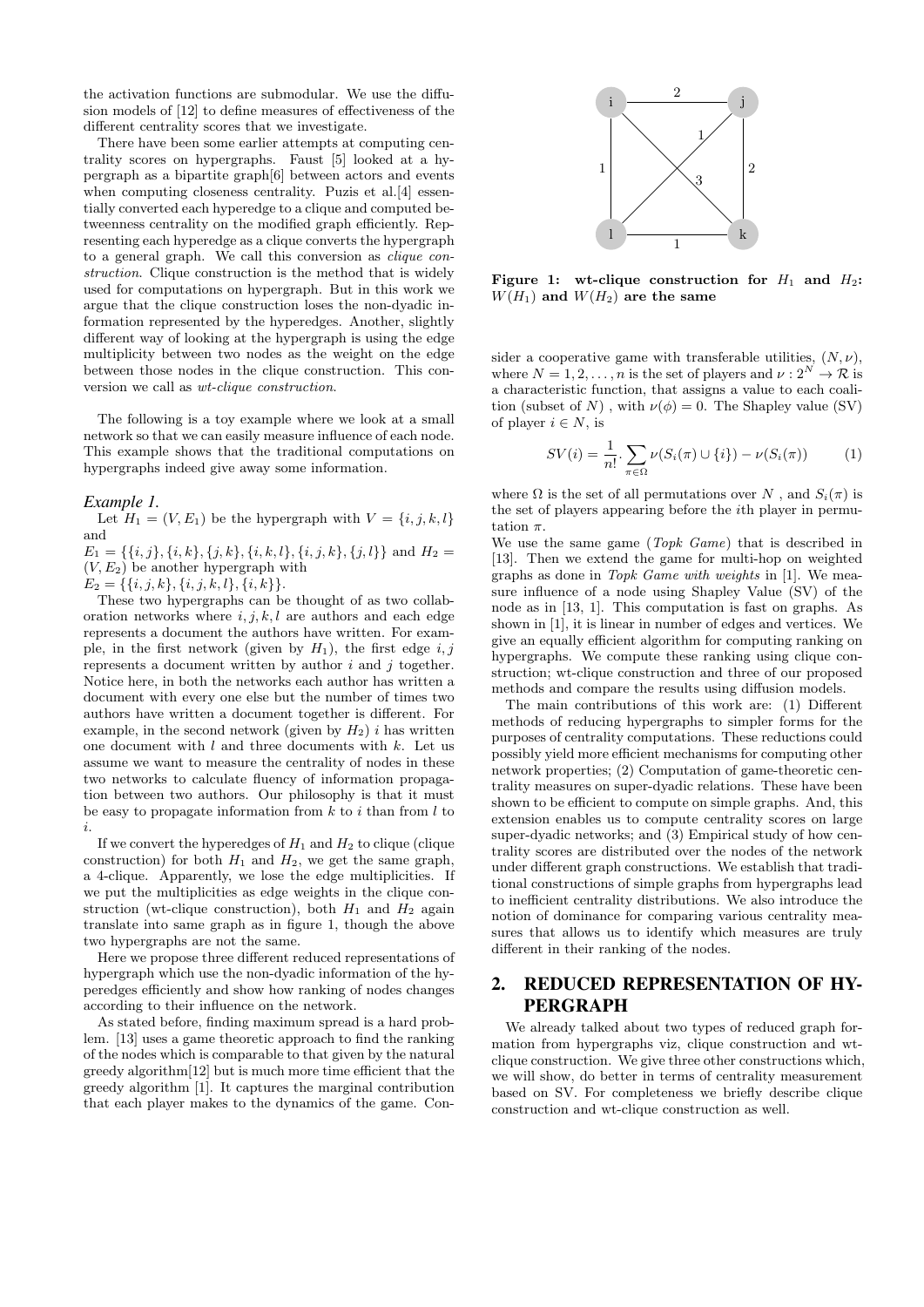the activation functions are submodular. We use the diffusion models of [12] to define measures of effectiveness of the different centrality scores that we investigate.

There have been some earlier attempts at computing centrality scores on hypergraphs. Faust [5] looked at a hypergraph as a bipartite graph[6] between actors and events when computing closeness centrality. Puzis et al.[4] essentially converted each hyperedge to a clique and computed betweenness centrality on the modified graph efficiently. Representing each hyperedge as a clique converts the hypergraph to a general graph. We call this conversion as *clique construction*. Clique construction is the method that is widely used for computations on hypergraph. But in this work we argue that the clique construction loses the non-dyadic information represented by the hyperedges. Another, slightly different way of looking at the hypergraph is using the edge multiplicity between two nodes as the weight on the edge between those nodes in the clique construction. This conversion we call as *wt-clique construction*.

The following is a toy example where we look at a small network so that we can easily measure influence of each node. This example shows that the traditional computations on hypergraphs indeed give away some information.

*Example 1.*

Let $H_1 = (V, E_1)$ be the hypergraph with $V = \{i, j, k, l\}$ and
$E_1 = \{\{i, j\}, \{i, k\}, \{j, k\}, \{i, k, l\}, \{i, j, k\}, \{j, l\}\}$ and $H_2 = (V, E_2)$ be another hypergraph with
$E_2 = \{\{i, j, k\}, \{i, j, k, l\}, \{i, k\}\}$.

These two hypergraphs can be thought of as two collaboration networks where $i, j, k, l$ are authors and each edge represents a document the authors have written. For example, in the first network (given by $H_1$), the first edge $i, j$ represents a document written by author $i$ and $j$ together. Notice here, in both the networks each author has written a document with every one else but the number of times two authors have written a document together is different. For example, in the second network (given by $H_2$) $i$ has written one document with $l$ and three documents with $k$. Let us assume we want to measure the centrality of nodes in these two networks to calculate fluency of information propagation between two authors. Our philosophy is that it must be easy to propagate information from $k$ to $i$ than from $l$ to $i$.

If we convert the hyperedges of $H_1$ and $H_2$ to clique (clique construction) for both $H_1$ and $H_2$, we get the same graph, a 4-clique. Apparently, we lose the edge multiplicities. If we put the multiplicities as edge weights in the clique construction (wt-clique construction), both $H_1$ and $H_2$ again translate into same graph as in figure 1, though the above two hypergraphs are not the same.

Here we propose three different reduced representations of hypergraph which use the non-dyadic information of the hyperedges efficiently and show how ranking of nodes changes according to their influence on the network.

As stated before, finding maximum spread is a hard problem. [13] uses a game theoretic approach to find the ranking of the nodes which is comparable to that given by the natural greedy algorithm[12] but is much more time efficient that the greedy algorithm [1]. It captures the marginal contribution that each player makes to the dynamics of the game. Consider a cooperative game with transferable utilities, $(N, \nu)$, where $N = 1, 2, \ldots, n$ is the set of players and $\nu : 2^N \rightarrow \mathcal{R}$ is a characteristic function, that assigns a value to each coalition (subset of $N$) , with $\nu(\phi) = 0$. The Shapley value (SV) of player $i \in N$, is

$$SV(i) = \frac{1}{n!} \cdot \sum_{\pi \in \Omega} \nu(S_i(\pi) \cup \{i\}) - \nu(S_i(\pi)) \qquad (1)$$

where $\Omega$ is the set of all permutations over $N$ , and $S_i(\pi)$ is the set of players appearing before the $i$th player in permutation $\pi$.

**Figure 1: wt-clique construction for $H_1$ and $H_2$: $W(H_1)$ and $W(H_2)$ are the same**

We use the same game (*Topk Game*) that is described in [13]. Then we extend the game for multi-hop on weighted graphs as done in *Topk Game with weights* in [1]. We measure influence of a node using Shapley Value (SV) of the node as in [13, 1]. This computation is fast on graphs. As shown in [1], it is linear in number of edges and vertices. We give an equally efficient algorithm for computing ranking on hypergraphs. We compute these ranking using clique construction; wt-clique construction and three of our proposed methods and compare the results using diffusion models.

The main contributions of this work are: (1) Different methods of reducing hypergraphs to simpler forms for the purposes of centrality computations. These reductions could possibly yield more efficient mechanisms for computing other network properties; (2) Computation of game-theoretic centrality measures on super-dyadic relations. These have been shown to be efficient to compute on simple graphs. And, this extension enables us to compute centrality scores on large super-dyadic networks; and (3) Empirical study of how centrality scores are distributed over the nodes of the network under different graph constructions. We establish that traditional constructions of simple graphs from hypergraphs lead to inefficient centrality distributions. We also introduce the notion of dominance for comparing various centrality measures that allows us to identify which measures are truly different in their ranking of the nodes.

## 2. REDUCED REPRESENTATION OF HYPERGRAPH

We already talked about two types of reduced graph formation from hypergraphs viz, clique construction and wt-clique construction. We give three other constructions which, we will show, do better in terms of centrality measurement based on SV. For completeness we briefly describe clique construction and wt-clique construction as well.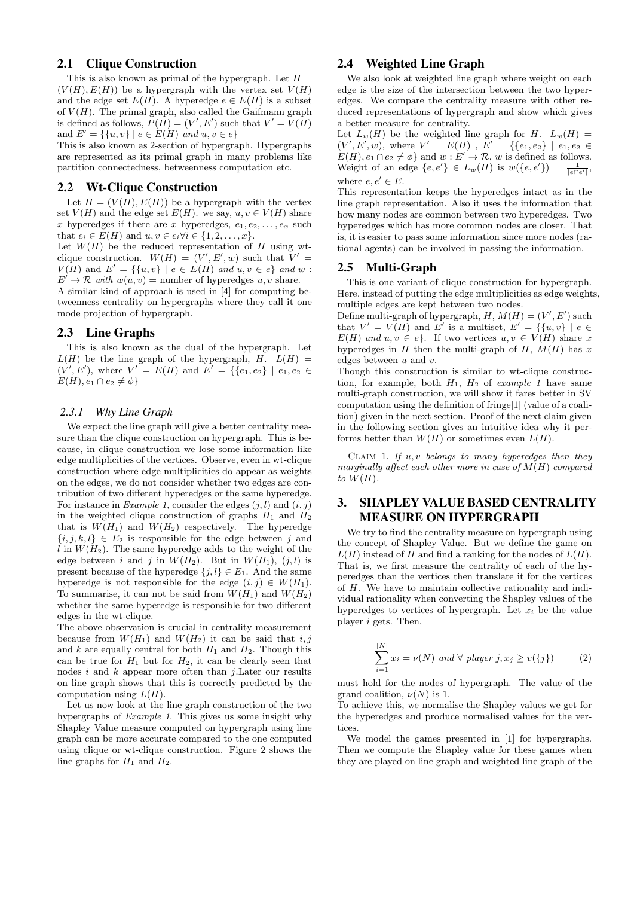## 2.1 Clique Construction

This is also known as primal of the hypergraph. Let $H = (V(H), E(H))$ be a hypergraph with the vertex set $V(H)$ and the edge set $E(H)$. A hyperedge $e \in E(H)$ is a subset of $V(H)$. The primal graph, also called the Gaifmann graph is defined as follows, $P(H) = (V', E')$ such that $V' = V(H)$ and $E' = \{\{u, v\} \mid e \in E(H) \text{ and } u, v \in e\}$

This is also known as 2-section of hypergraph. Hypergraphs are represented as its primal graph in many problems like partition connectedness, betweenness computation etc.

## 2.2 Wt-Clique Construction

Let $H = (V(H), E(H))$ be a hypergraph with the vertex set $V(H)$ and the edge set $E(H)$. we say, $u, v \in V(H)$ share $x$ hyperedges if there are $x$ hyperedges, $e_1, e_2, \ldots, e_x$ such that $e_i \in E(H)$ and $u, v \in e_i \forall i \in \{1, 2, \ldots, x\}$.

Let $W(H)$ be the reduced representation of $H$ using wt-clique construction. $W(H) = (V', E', w)$ such that $V' = V(H)$ and $E' = \{\{u, v\} \mid e \in E(H) \text{ and } u, v \in e\}$ and $w : E' \to \mathcal{R}$ with $w(u, v) =$ number of hyperedges $u, v$ share.

A similar kind of approach is used in [4] for computing betweenness centrality on hypergraphs where they call it one mode projection of hypergraph.

## 2.3 Line Graphs

This is also known as the dual of the hypergraph. Let $L(H)$ be the line graph of the hypergraph, $H$. $L(H) = (V', E')$, where $V' = E(H)$ and $E' = \{\{e_1, e_2\} \mid e_1, e_2 \in E(H), e_1 \cap e_2 \neq \phi\}$

### 2.3.1 Why Line Graph

We expect the line graph will give a better centrality measure than the clique construction on hypergraph. This is because, in clique construction we lose some information like edge multiplicities of the vertices. Observe, even in wt-clique construction where edge multiplicities do appear as weights on the edges, we do not consider whether two edges are contribution of two different hyperedges or the same hyperedge. For instance in *Example 1*, consider the edges $(j, l)$ and $(i, j)$ in the weighted clique construction of graphs $H_1$ and $H_2$ that is $W(H_1)$ and $W(H_2)$ respectively. The hyperedge $\{i, j, k, l\} \in E_2$ is responsible for the edge between $j$ and $l$ in $W(H_2)$. The same hyperedge adds to the weight of the edge between $i$ and $j$ in $W(H_2)$. But in $W(H_1)$, $(j, l)$ is present because of the hyperedge $\{j, l\} \in E_1$. And the same hyperedge is not responsible for the edge $(i, j) \in W(H_1)$. To summarise, it can not be said from $W(H_1)$ and $W(H_2)$ whether the same hyperedge is responsible for two different edges in the wt-clique.

The above observation is crucial in centrality measurement because from $W(H_1)$ and $W(H_2)$ it can be said that $i, j$ and $k$ are equally central for both $H_1$ and $H_2$. Though this can be true for $H_1$ but for $H_2$, it can be clearly seen that nodes $i$ and $k$ appear more often than $j$.Later our results on line graph shows that this is correctly predicted by the computation using $L(H)$.

Let us now look at the line graph construction of the two hypergraphs of *Example 1*. This gives us some insight why Shapley Value measure computed on hypergraph using line graph can be more accurate compared to the one computed using clique or wt-clique construction. Figure 2 shows the line graphs for $H_1$ and $H_2$.

## 2.4 Weighted Line Graph

We also look at weighted line graph where weight on each edge is the size of the intersection between the two hyperedges. We compare the centrality measure with other reduced representations of hypergraph and show which gives a better measure for centrality.

Let $L_w(H)$ be the weighted line graph for $H$. $L_w(H) = (V', E', w)$, where $V' = E(H)$ , $E' = \{\{e_1, e_2\} \mid e_1, e_2 \in E(H), e_1 \cap e_2 \neq \phi\}$ and $w : E' \to \mathcal{R}$, $w$ is defined as follows. Weight of an edge $\{e, e'\} \in L_w(H)$ is $w(\{e, e'\}) = \frac{1}{|e \cap e'|}$, where $e, e' \in E$.

This representation keeps the hyperedges intact as in the line graph representation. Also it uses the information that how many nodes are common between two hyperedges. Two hyperedges which has more common nodes are closer. That is, it is easier to pass some information since more nodes (rational agents) can be involved in passing the information.

## 2.5 Multi-Graph

This is one variant of clique construction for hypergraph. Here, instead of putting the edge multiplicities as edge weights, multiple edges are kept between two nodes.

Define multi-graph of hypergraph, $H$, $M(H) = (V', E')$ such that $V' = V(H)$ and $E'$ is a multiset, $E' = \{\{u, v\} \mid e \in E(H) \text{ and } u, v \in e\}$. If two vertices $u, v \in V(H)$ share $x$ hyperedges in $H$ then the multi-graph of $H$, $M(H)$ has $x$ edges between $u$ and $v$.

Though this construction is similar to wt-clique construction, for example, both $H_1$, $H_2$ of *example 1* have same multi-graph construction, we will show it fares better in SV computation using the definition of fringe[1] (value of a coalition) given in the next section. Proof of the next claim given in the following section gives an intuitive idea why it performs better than $W(H)$ or sometimes even $L(H)$.

Claim 1. *If $u, v$ belongs to many hyperedges then they marginally affect each other more in case of $M(H)$ compared to $W(H)$.*

# 3. SHAPLEY VALUE BASED CENTRALITY MEASURE ON HYPERGRAPH

We try to find the centrality measure on hypergraph using the concept of Shapley Value. But we define the game on $L(H)$ instead of $H$ and find a ranking for the nodes of $L(H)$. That is, we first measure the centrality of each of the hyperedges than the vertices then translate it for the vertices of $H$. We have to maintain collective rationality and individual rationality when converting the Shapley values of the hyperedges to vertices of hypergraph. Let $x_i$ be the value player $i$ gets. Then,

$$\sum_{i=1}^{|N|} x_i = \nu(N) \text{ and } \forall \text{ player } j, x_j \geq v(\{j\}) \tag{2}$$

must hold for the nodes of hypergraph. The value of the grand coalition, $\nu(N)$ is 1.

To achieve this, we normalise the Shapley values we get for the hyperedges and produce normalised values for the vertices.

We model the games presented in [1] for hypergraphs. Then we compute the Shapley value for these games when they are played on line graph and weighted line graph of the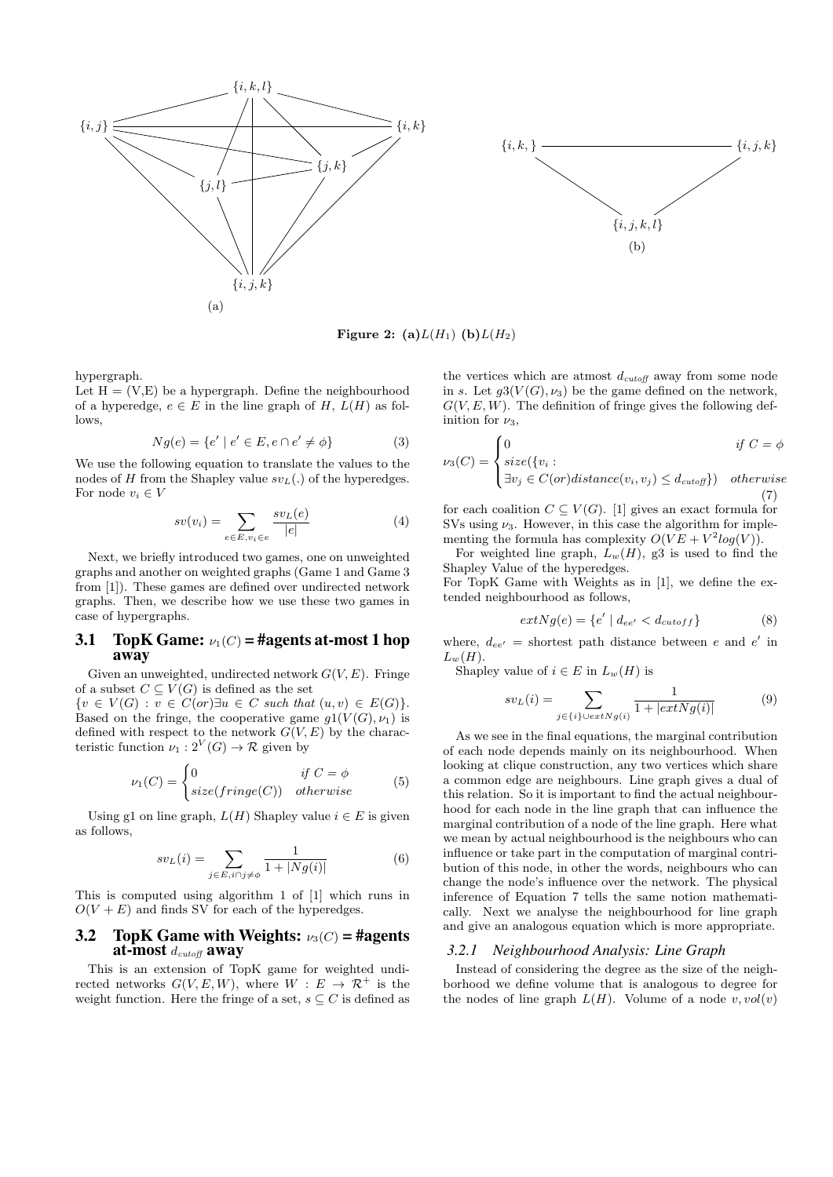Figure 2: (a)$L(H_1)$ (b)$L(H_2)$

hypergraph.

Let H = (V,E) be a hypergraph. Define the neighbourhood of a hyperedge, $e \in E$ in the line graph of $H$, $L(H)$ as follows,

$$Ng(e) = \{e' \mid e' \in E, e \cap e' \neq \phi\} \tag{3}$$

We use the following equation to translate the values to the nodes of $H$ from the Shapley value $sv_L(.)$ of the hyperedges. For node $v_i \in V$

$$sv(v_i) = \sum_{e \in E, v_i \in e} \frac{sv_L(e)}{|e|} \tag{4}$$

Next, we briefly introduced two games, one on unweighted graphs and another on weighted graphs (Game 1 and Game 3 from [1]). These games are defined over undirected network graphs. Then, we describe how we use these two games in case of hypergraphs.

### 3.1 TopK Game: $\nu_1(C)$ = #agents at-most 1 hop away

Given an unweighted, undirected network $G(V, E)$. Fringe of a subset $C \subseteq V(G)$ is defined as the set $\{v \in V(G) : v \in C(or)\exists u \in C \text{ such that } (u, v) \in E(G)\}$. Based on the fringe, the cooperative game $g1(V(G), \nu_1)$ is defined with respect to the network $G(V, E)$ by the characteristic function $\nu_1 : 2^V(G) \rightarrow \mathcal{R}$ given by

$$\nu_1(C) = \begin{cases} 0 & \text{if } C = \phi \\ size(fringe(C)) & otherwise \end{cases} \tag{5}$$

Using g1 on line graph, $L(H)$ Shapley value $i \in E$ is given as follows,

$$sv_L(i) = \sum_{j \in E, i \cap j \neq \phi} \frac{1}{1 + |Ng(i)|} \tag{6}$$

This is computed using algorithm 1 of [1] which runs in $O(V + E)$ and finds SV for each of the hyperedges.

### 3.2 TopK Game with Weights: $\nu_3(C)$ = #agents at-most $d_{cutoff}$ away

This is an extension of TopK game for weighted undirected networks $G(V, E, W)$, where $W : E \rightarrow \mathcal{R}^+$ is the weight function. Here the fringe of a set, $s \subseteq C$ is defined as the vertices which are atmost $d_{cutoff}$ away from some node in $s$. Let $g3(V(G), \nu_3)$ be the game defined on the network, $G(V, E, W)$. The definition of fringe gives the following definition for $\nu_3$,

$$\nu_3(C) = \begin{cases} 0 & \text{if } C = \phi \\ size(\{v_i : \\ \exists v_j \in C(or)distance(v_i, v_j) \leq d_{cutoff}\}) & otherwise \end{cases} \tag{7}$$

for each coalition $C \subseteq V(G)$. [1] gives an exact formula for SVs using $\nu_3$. However, in this case the algorithm for implementing the formula has complexity $O(VE + V^2log(V))$.

For weighted line graph, $L_w(H)$, g3 is used to find the Shapley Value of the hyperedges.

For TopK Game with Weights as in [1], we define the extended neighbourhood as follows,

$$extNg(e) = \{e' \mid d_{ee'} < d_{cutoff}\} \tag{8}$$

where, $d_{ee'}$ = shortest path distance between $e$ and $e'$ in $L_w(H)$.

Shapley value of $i \in E$ in $L_w(H)$ is

$$sv_L(i) = \sum_{j \in \{i\} \cup extNg(i)} \frac{1}{1 + |extNg(i)|} \tag{9}$$

As we see in the final equations, the marginal contribution of each node depends mainly on its neighbourhood. When looking at clique construction, any two vertices which share a common edge are neighbours. Line graph gives a dual of this relation. So it is important to find the actual neighbourhood for each node in the line graph that can influence the marginal contribution of a node of the line graph. Here what we mean by actual neighbourhood is the neighbours who can influence or take part in the computation of marginal contribution of this node, in other the words, neighbours who can change the node's influence over the network. The physical inference of Equation 7 tells the same notion mathematically. Next we analyse the neighbourhood for line graph and give an analogous equation which is more appropriate.

#### 3.2.1 Neighbourhood Analysis: Line Graph

Instead of considering the degree as the size of the neighborhood we define volume that is analogous to degree for the nodes of line graph $L(H)$. Volume of a node $v, vol(v)$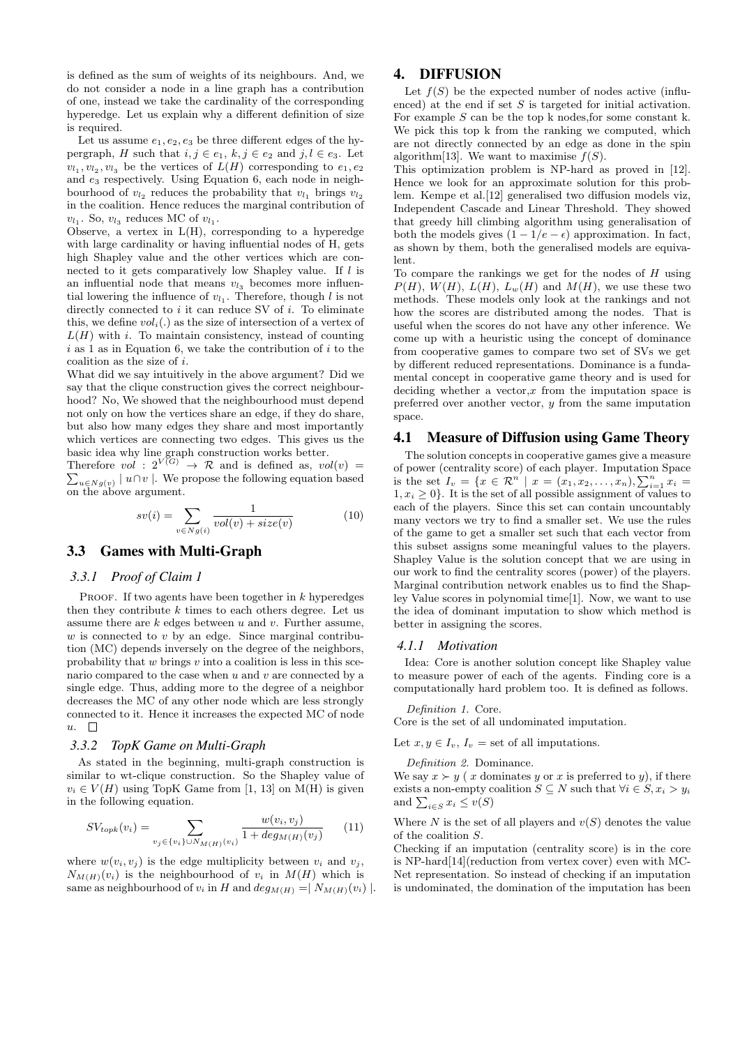is defined as the sum of weights of its neighbours. And, we do not consider a node in a line graph has a contribution of one, instead we take the cardinality of the corresponding hyperedge. Let us explain why a different definition of size is required.

Let us assume $e_1, e_2, e_3$ be three different edges of the hypergraph, $H$ such that $i, j \in e_1$, $k, j \in e_2$ and $j, l \in e_3$. Let $v_{l_1}, v_{l_2}, v_{l_3}$ be the vertices of $L(H)$ corresponding to $e_1, e_2$ and $e_3$ respectively. Using Equation 6, each node in neighbourhood of $v_{l_2}$ reduces the probability that $v_{l_1}$ brings $v_{l_2}$ in the coalition. Hence reduces the marginal contribution of $v_{l_1}$. So, $v_{l_3}$ reduces MC of $v_{l_1}$.

Observe, a vertex in L(H), corresponding to a hyperedge with large cardinality or having influential nodes of H, gets high Shapley value and the other vertices which are connected to it gets comparatively low Shapley value. If $l$ is an influential node that means $v_{l_3}$ becomes more influential lowering the influence of $v_{l_1}$. Therefore, though $l$ is not directly connected to $i$ it can reduce SV of $i$. To eliminate this, we define $vol_i(.)$ as the size of intersection of a vertex of $L(H)$ with $i$. To maintain consistency, instead of counting $i$ as 1 as in Equation 6, we take the contribution of $i$ to the coalition as the size of $i$.

What did we say intuitively in the above argument? Did we say that the clique construction gives the correct neighbourhood? No, We showed that the neighbourhood must depend not only on how the vertices share an edge, if they do share, but also how many edges they share and most importantly which vertices are connecting two edges. This gives us the basic idea why line graph construction works better.

Therefore $vol : 2^{V(G)} \rightarrow \mathcal{R}$ and is defined as, $vol(v) = \sum_{u \in Ng(v)} \mid u \cap v \mid$. We propose the following equation based on the above argument.

$$sv(i) = \sum_{v \in Ng(i)} \frac{1}{vol(v) + size(v)} \tag{10}$$

## 3.3 Games with Multi-Graph

### 3.3.1 *Proof of Claim 1*

PROOF. If two agents have been together in $k$ hyperedges then they contribute $k$ times to each others degree. Let us assume there are $k$ edges between $u$ and $v$. Further assume, $w$ is connected to $v$ by an edge. Since marginal contribution (MC) depends inversely on the degree of the neighbors, probability that $w$ brings $v$ into a coalition is less in this scenario compared to the case when $u$ and $v$ are connected by a single edge. Thus, adding more to the degree of a neighbor decreases the MC of any other node which are less strongly connected to it. Hence it increases the expected MC of node $u$. □

### 3.3.2 *TopK Game on Multi-Graph*

As stated in the beginning, multi-graph construction is similar to wt-clique construction. So the Shapley value of $v_i \in V(H)$ using TopK Game from [1, 13] on M(H) is given in the following equation.

$$SV_{topk}(v_i) = \sum_{v_j \in \{v_i\} \cup N_{M(H)}(v_i)} \frac{w(v_i, v_j)}{1 + deg_{M(H)}(v_j)} \tag{11}$$

where $w(v_i, v_j)$ is the edge multiplicity between $v_i$ and $v_j$, $N_{M(H)}(v_i)$ is the neighbourhood of $v_i$ in $M(H)$ which is same as neighbourhood of $v_i$ in $H$ and $deg_{M(H)} = \mid N_{M(H)}(v_i) \mid$.

# 4. DIFFUSION

Let $f(S)$ be the expected number of nodes active (influenced) at the end if set $S$ is targeted for initial activation. For example $S$ can be the top k nodes,for some constant k. We pick this top k from the ranking we computed, which are not directly connected by an edge as done in the spin algorithm[13]. We want to maximise $f(S)$.

This optimization problem is NP-hard as proved in [12]. Hence we look for an approximate solution for this problem. Kempe et al.[12] generalised two diffusion models viz, Independent Cascade and Linear Threshold. They showed that greedy hill climbing algorithm using generalisation of both the models gives $(1 - 1/e - \epsilon)$ approximation. In fact, as shown by them, both the generalised models are equivalent.

To compare the rankings we get for the nodes of $H$ using $P(H)$, $W(H)$, $L(H)$, $L_w(H)$ and $M(H)$, we use these two methods. These models only look at the rankings and not how the scores are distributed among the nodes. That is useful when the scores do not have any other inference. We come up with a heuristic using the concept of dominance from cooperative games to compare two set of SVs we get by different reduced representations. Dominance is a fundamental concept in cooperative game theory and is used for deciding whether a vector,$x$ from the imputation space is preferred over another vector, $y$ from the same imputation space.

## 4.1 Measure of Diffusion using Game Theory

The solution concepts in cooperative games give a measure of power (centrality score) of each player. Imputation Space is the set $I_v = \{x \in \mathcal{R}^n \mid x = (x_1, x_2, \dots, x_n), \sum_{i=1}^{n} x_i = 1, x_i \geq 0\}$. It is the set of all possible assignment of values to each of the players. Since this set can contain uncountably many vectors we try to find a smaller set. We use the rules of the game to get a smaller set such that each vector from this subset assigns some meaningful values to the players. Shapley Value is the solution concept that we are using in our work to find the centrality scores (power) of the players. Marginal contribution network enables us to find the Shapley Value scores in polynomial time[1]. Now, we want to use the idea of dominant imputation to show which method is better in assigning the scores.

### 4.1.1 *Motivation*

Idea: Core is another solution concept like Shapley value to measure power of each of the agents. Finding core is a computationally hard problem too. It is defined as follows.

*Definition 1.* Core.
Core is the set of all undominated imputation.

Let $x, y \in I_v$, $I_v$ = set of all imputations.

*Definition 2.* Dominance.
We say $x \succ y$ ( $x$ dominates $y$ or $x$ is preferred to $y$), if there exists a non-empty coalition $S \subseteq N$ such that $\forall i \in S, x_i > y_i$ and $\sum_{i \in S} x_i \leq v(S)$

Where $N$ is the set of all players and $v(S)$ denotes the value of the coalition $S$.

Checking if an imputation (centrality score) is in the core is NP-hard[14](reduction from vertex cover) even with MC-Net representation. So instead of checking if an imputation is undominated, the domination of the imputation has been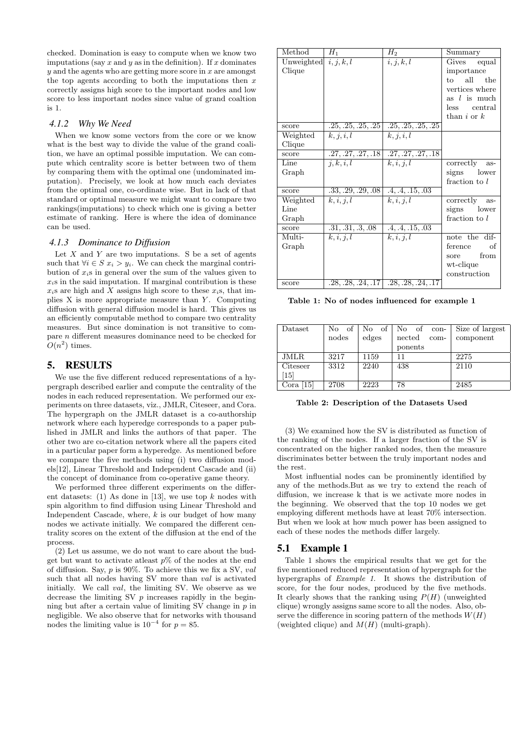checked. Domination is easy to compute when we know two imputations (say $x$ and $y$ as in the definition). If $x$ dominates $y$ and the agents who are getting more score in $x$ are amongst the top agents according to both the imputations then $x$ correctly assigns high score to the important nodes and low score to less important nodes since value of grand coaltion is 1.

### 4.1.2 Why We Need

When we know some vectors from the core or we know what is the best way to divide the value of the grand coalition, we have an optimal possible imputation. We can compute which centrality score is better between two of them by comparing them with the optimal one (undominated imputation). Precisely, we look at how much each deviates from the optimal one, co-ordinate wise. But in lack of that standard or optimal measure we might want to compare two rankings(imputations) to check which one is giving a better estimate of ranking. Here is where the idea of dominance can be used.

### 4.1.3 Dominance to Diffusion

Let $X$ and $Y$ are two imputations. S be a set of agents such that $\forall i \in S \; x_i > y_i$. We can check the marginal contribution of $x_i$s in general over the sum of the values given to $x_i$s in the said imputation. If marginal contribution is these $x_i$s are high and $X$ assigns high score to these $x_i$s, that implies X is more appropriate measure than $Y$. Computing diffusion with general diffusion model is hard. This gives us an efficiently computable method to compare two centrality measures. But since domination is not transitive to compare $n$ different measures dominance need to be checked for $O(n^2)$ times.

## 5. RESULTS

We use the five different reduced representations of a hypergraph described earlier and compute the centrality of the nodes in each reduced representation. We performed our experiments on three datasets, viz., JMLR, Citeseer, and Cora. The hypergraph on the JMLR dataset is a co-authorship network where each hyperedge corresponds to a paper published in JMLR and links the authors of that paper. The other two are co-citation network where all the papers cited in a particular paper form a hyperedge. As mentioned before we compare the five methods using (i) two diffusion models[12], Linear Threshold and Independent Cascade and (ii) the concept of dominance from co-operative game theory.

We performed three different experiments on the different datasets: (1) As done in [13], we use top $k$ nodes with spin algorithm to find diffusion using Linear Threshold and Independent Cascade, where, $k$ is our budget of how many nodes we activate initially. We compared the different centrality scores on the extent of the diffusion at the end of the process.

(2) Let us assume, we do not want to care about the budget but want to activate atleast $p\%$ of the nodes at the end of diffusion. Say, $p$ is 90%. To achieve this we fix a SV, *val* such that all nodes having SV more than *val* is activated initially. We call *val*, the limiting SV. We observe as we decrease the limiting SV $p$ increases rapidly in the beginning but after a certain value of limiting SV change in $p$ in negligible. We also observe that for networks with thousand nodes the limiting value is $10^{-4}$ for $p = 85$.

| Method | $H_1$ | $H_2$ | Summary |
|---|---|---|---|
| Unweighted Clique | $i, j, k, l$ | $i, j, k, l$ | Gives equal importance to all the vertices where as $l$ is much less central than $i$ or $k$ |
| score | .25, .25, .25, .25 | .25, .25, .25, .25 | |
| Weighted Clique | $k, j, i, l$ | $k, j, i, l$ | |
| score | .27, .27, .27, .18 | .27, .27, .27, .18 | |
| Line Graph | $j, k, i, l$ | $k, i, j, l$ | correctly assigns lower fraction to $l$ |
| score | .33, .29, .29, .08 | .4, .4, .15, .03 | |
| Weighted Line Graph | $k, i, j, l$ | $k, i, j, l$ | correctly assigns lower fraction to $l$ |
| score | .31, .31, .3, .08 | .4, .4, .15, .03 | |
| Multi-Graph | $k, i, j, l$ | $k, i, j, l$ | note the difference of sore from wt-clique construction |
| score | .28, .28, .24, .17 | .28, .28, .24, .17 | |

**Table 1: No of nodes influenced for example 1**

| Dataset | No of nodes | No of edges | No of connected components | Size of largest component |
|---|---|---|---|---|
| JMLR | 3217 | 1159 | 11 | 2275 |
| Citeseer [15] | 3312 | 2240 | 438 | 2110 |
| Cora [15] | 2708 | 2223 | 78 | 2485 |

**Table 2: Description of the Datasets Used**

(3) We examined how the SV is distributed as function of the ranking of the nodes. If a larger fraction of the SV is concentrated on the higher ranked nodes, then the measure discriminates better between the truly important nodes and the rest.

Most influential nodes can be prominently identified by any of the methods.But as we try to extend the reach of diffusion, we increase k that is we activate more nodes in the beginning. We observed that the top 10 nodes we get employing different methods have at least 70% intersection. But when we look at how much power has been assigned to each of these nodes the methods differ largely.

### 5.1 Example 1

Table 1 shows the empirical results that we get for the five mentioned reduced representation of hypergraph for the hypergraphs of *Example 1*. It shows the distribution of score, for the four nodes, produced by the five methods. It clearly shows that the ranking using $P(H)$ (unweighted clique) wrongly assigns same score to all the nodes. Also, observe the difference in scoring pattern of the methods $W(H)$ (weighted clique) and $M(H)$ (multi-graph).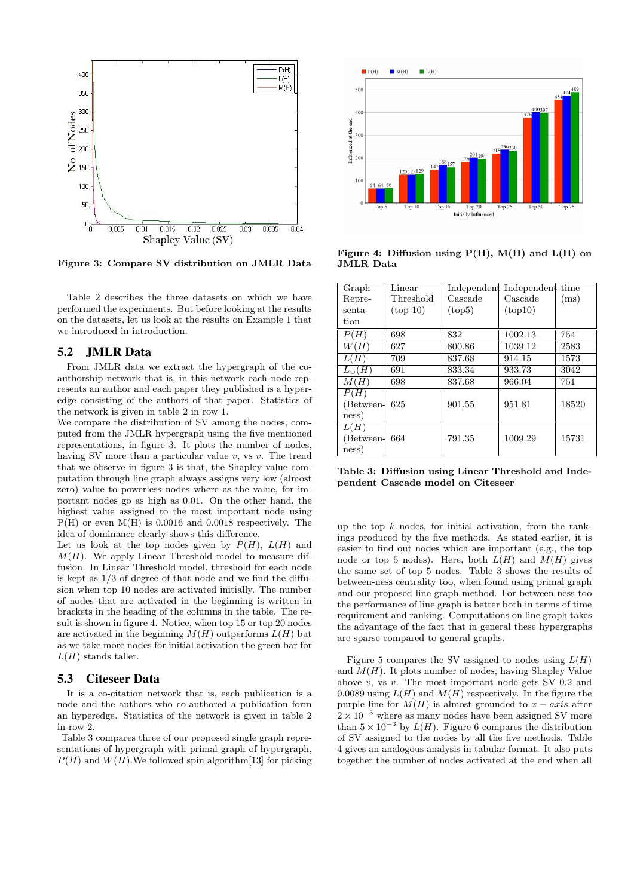Figure 3: Compare SV distribution on JMLR Data

Figure 4: Diffusion using P(H), M(H) and L(H) on JMLR Data

Table 2 describes the three datasets on which we have performed the experiments. But before looking at the results on the datasets, let us look at the results on Example 1 that we introduced in introduction.

## 5.2 JMLR Data

From JMLR data we extract the hypergraph of the co-authorship network that is, in this network each node represents an author and each paper they published is a hyperedge consisting of the authors of that paper. Statistics of the network is given in table 2 in row 1.

We compare the distribution of SV among the nodes, computed from the JMLR hypergraph using the five mentioned representations, in figure 3. It plots the number of nodes, having SV more than a particular value $v$, vs $v$. The trend that we observe in figure 3 is that, the Shapley value computation through line graph always assigns very low (almost zero) value to powerless nodes where as the value, for important nodes go as high as 0.01. On the other hand, the highest value assigned to the most important node using P(H) or even M(H) is 0.0016 and 0.0018 respectively. The idea of dominance clearly shows this difference.

Let us look at the top nodes given by $P(H)$, $L(H)$ and $M(H)$. We apply Linear Threshold model to measure diffusion. In Linear Threshold model, threshold for each node is kept as 1/3 of degree of that node and we find the diffusion when top 10 nodes are activated initially. The number of nodes that are activated in the beginning is written in brackets in the heading of the columns in the table. The result is shown in figure 4. Notice, when top 15 or top 20 nodes are activated in the beginning $M(H)$ outperforms $L(H)$ but as we take more nodes for initial activation the green bar for $L(H)$ stands taller.

## 5.3 Citeseer Data

It is a co-citation network that is, each publication is a node and the authors who co-authored a publication form an hyperedge. Statistics of the network is given in table 2 in row 2.

Table 3 compares three of our proposed single graph representations of hypergraph with primal graph of hypergraph, $P(H)$ and $W(H)$. We followed spin algorithm[13] for picking up the top $k$ nodes, for initial activation, from the rankings produced by the five methods. As stated earlier, it is easier to find out nodes which are important (e.g., the top node or top 5 nodes). Here, both $L(H)$ and $M(H)$ gives the same set of top 5 nodes. Table 3 shows the results of between-ness centrality too, when found using primal graph and our proposed line graph method. For between-ness too the performance of line graph is better both in terms of time requirement and ranking. Computations on line graph takes the advantage of the fact that in general these hypergraphs are sparse compared to general graphs.

| Graph Representation | Linear Threshold (top 10) | Independent Cascade (top5) | Independent Cascade (top10) | time (ms) |
|---|---|---|---|---|
| $P(H)$ | 698 | 832 | 1002.13 | 754 |
| $W(H)$ | 627 | 800.86 | 1039.12 | 2583 |
| $L(H)$ | 709 | 837.68 | 914.15 | 1573 |
| $L_w(H)$ | 691 | 833.34 | 933.73 | 3042 |
| $M(H)$ | 698 | 837.68 | 966.04 | 751 |
| $P(H)$ (Betweenness) | 625 | 901.55 | 951.81 | 18520 |
| $L(H)$ (Betweenness) | 664 | 791.35 | 1009.29 | 15731 |

Table 3: Diffusion using Linear Threshold and Independent Cascade model on Citeseer

Figure 5 compares the SV assigned to nodes using $L(H)$ and $M(H)$. It plots number of nodes, having Shapley Value above $v$, vs $v$. The most important node gets SV 0.2 and 0.0089 using $L(H)$ and $M(H)$ respectively. In the figure the purple line for $M(H)$ is almost grounded to $x-axis$ after $2 \times 10^{-3}$ where as many nodes have been assigned SV more than $5 \times 10^{-3}$ by $L(H)$. Figure 6 compares the distribution of SV assigned to the nodes by all the five methods. Table 4 gives an analogous analysis in tabular format. It also puts together the number of nodes activated at the end when all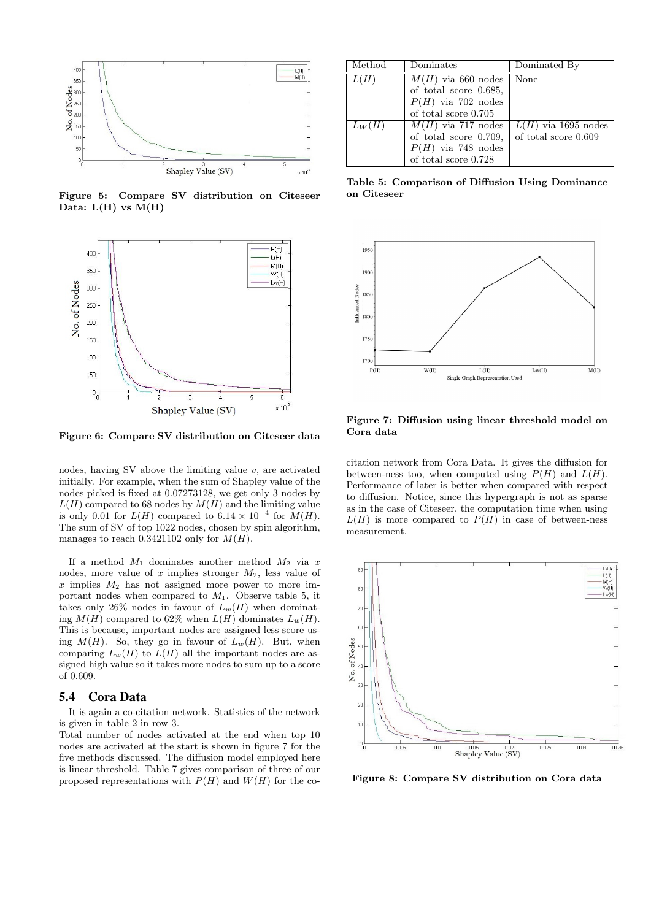Figure 5: Compare SV distribution on Citeseer Data: L(H) vs M(H)

Figure 6: Compare SV distribution on Citeseer data

nodes, having SV above the limiting value $v$, are activated initially. For example, when the sum of Shapley value of the nodes picked is fixed at 0.07273128, we get only 3 nodes by $L(H)$ compared to 68 nodes by $M(H)$ and the limiting value is only 0.01 for $L(H)$ compared to $6.14 \times 10^{-4}$ for $M(H)$. The sum of SV of top 1022 nodes, chosen by spin algorithm, manages to reach 0.3421102 only for $M(H)$.

If a method $M_1$ dominates another method $M_2$ via $x$ nodes, more value of $x$ implies stronger $M_2$, less value of $x$ implies $M_2$ has not assigned more power to more important nodes when compared to $M_1$. Observe table 5, it takes only 26% nodes in favour of $L_w(H)$ when dominating $M(H)$ compared to 62% when $L(H)$ dominates $L_w(H)$. This is because, important nodes are assigned less score using $M(H)$. So, they go in favour of $L_w(H)$. But, when comparing $L_w(H)$ to $L(H)$ all the important nodes are assigned high value so it takes more nodes to sum up to a score of 0.609.

### 5.4 Cora Data

It is again a co-citation network. Statistics of the network is given in table 2 in row 3.

Total number of nodes activated at the end when top 10 nodes are activated at the start is shown in figure 7 for the five methods discussed. The diffusion model employed here is linear threshold. Table 7 gives comparison of three of our proposed representations with $P(H)$ and $W(H)$ for the co-citation network from Cora Data. It gives the diffusion for between-ness too, when computed using $P(H)$ and $L(H)$. Performance of later is better when compared with respect to diffusion. Notice, since this hypergraph is not as sparse as in the case of Citeseer, the computation time when using $L(H)$ is more compared to $P(H)$ in case of between-ness measurement.

| Method | Dominates | Dominated By |
|---|---|---|
| $L(H)$ | $M(H)$ via 660 nodes of total score 0.685, $P(H)$ via 702 nodes of total score 0.705 | None |
| $L_W(H)$ | $M(H)$ via 717 nodes of total score 0.709, $P(H)$ via 748 nodes of total score 0.728 | $L(H)$ via 1695 nodes of total score 0.609 |

Table 5: Comparison of Diffusion Using Dominance on Citeseer

Figure 7: Diffusion using linear threshold model on Cora data

Figure 8: Compare SV distribution on Cora data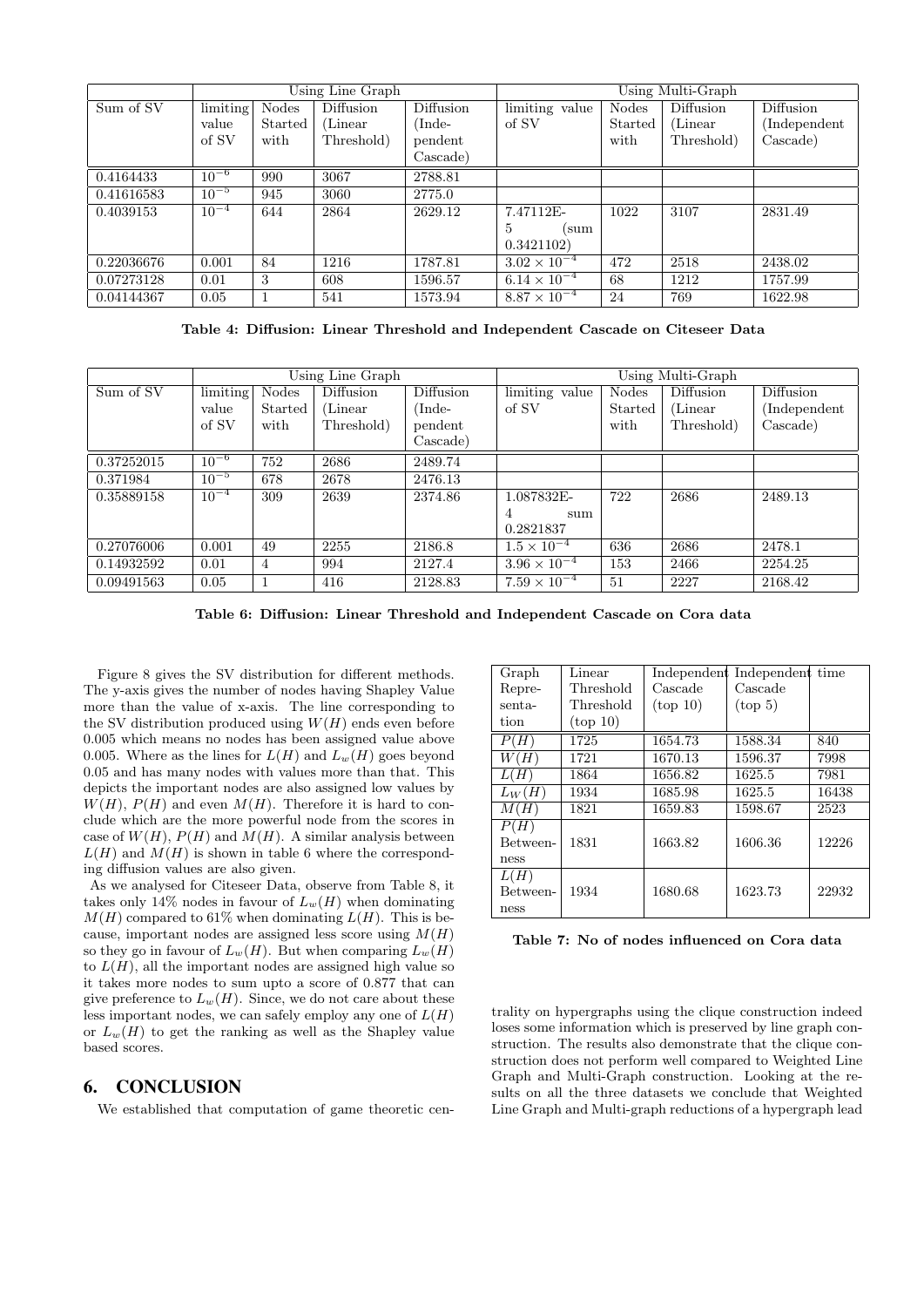| | Using Line Graph | | | | Using Multi-Graph | | | |
|---|---|---|---|---|---|---|---|---|
| Sum of SV | limiting value of SV | Nodes Started with | Diffusion (Linear Threshold) | Diffusion (Independent Cascade) | limiting value of SV | Nodes Started with | Diffusion (Linear Threshold) | Diffusion (Independent Cascade) |
| 0.4164433 | $10^{-6}$ | 990 | 3067 | 2788.81 | | | | |
| 0.41616583 | $10^{-5}$ | 945 | 3060 | 2775.0 | | | | |
| 0.4039153 | $10^{-4}$ | 644 | 2864 | 2629.12 | 7.47112E-5 (sum 0.3421102) | 1022 | 3107 | 2831.49 |
| 0.22036676 | 0.001 | 84 | 1216 | 1787.81 | $3.02 \times 10^{-4}$ | 472 | 2518 | 2438.02 |
| 0.07273128 | 0.01 | 3 | 608 | 1596.57 | $6.14 \times 10^{-4}$ | 68 | 1212 | 1757.99 |
| 0.04144367 | 0.05 | 1 | 541 | 1573.94 | $8.87 \times 10^{-4}$ | 24 | 769 | 1622.98 |

**Table 4: Diffusion: Linear Threshold and Independent Cascade on Citeseer Data**

| | Using Line Graph | | | | Using Multi-Graph | | | |
|---|---|---|---|---|---|---|---|---|
| Sum of SV | limiting value of SV | Nodes Started with | Diffusion (Linear Threshold) | Diffusion (Independent Cascade) | limiting value of SV | Nodes Started with | Diffusion (Linear Threshold) | Diffusion (Independent Cascade) |
| 0.37252015 | $10^{-6}$ | 752 | 2686 | 2489.74 | | | | |
| 0.371984 | $10^{-5}$ | 678 | 2678 | 2476.13 | | | | |
| 0.35889158 | $10^{-4}$ | 309 | 2639 | 2374.86 | 1.087832E-4 sum 0.2821837 | 722 | 2686 | 2489.13 |
| 0.27076006 | 0.001 | 49 | 2255 | 2186.8 | $1.5 \times 10^{-4}$ | 636 | 2686 | 2478.1 |
| 0.14932592 | 0.01 | 4 | 994 | 2127.4 | $3.96 \times 10^{-4}$ | 153 | 2466 | 2254.25 |
| 0.09491563 | 0.05 | 1 | 416 | 2128.83 | $7.59 \times 10^{-4}$ | 51 | 2227 | 2168.42 |

**Table 6: Diffusion: Linear Threshold and Independent Cascade on Cora data**

Figure 8 gives the SV distribution for different methods. The y-axis gives the number of nodes having Shapley Value more than the value of x-axis. The line corresponding to the SV distribution produced using $W(H)$ ends even before 0.005 which means no nodes has been assigned value above 0.005. Where as the lines for $L(H)$ and $L_w(H)$ goes beyond 0.05 and has many nodes with values more than that. This depicts the important nodes are also assigned low values by $W(H)$, $P(H)$ and even $M(H)$. Therefore it is hard to conclude which are the more powerful node from the scores in case of $W(H)$, $P(H)$ and $M(H)$. A similar analysis between $L(H)$ and $M(H)$ is shown in table 6 where the corresponding diffusion values are also given.

As we analysed for Citeseer Data, observe from Table 8, it takes only 14% nodes in favour of $L_w(H)$ when dominating $M(H)$ compared to 61% when dominating $L(H)$. This is because, important nodes are assigned less score using $M(H)$ so they go in favour of $L_w(H)$. But when comparing $L_w(H)$ to $L(H)$, all the important nodes are assigned high value so it takes more nodes to sum upto a score of 0.877 that can give preference to $L_w(H)$. Since, we do not care about these less important nodes, we can safely employ any one of $L(H)$ or $L_w(H)$ to get the ranking as well as the Shapley value based scores.

| Graph Representation | Linear Threshold (top 10) | Independent Cascade (top 10) | Independent Cascade (top 5) | time |
|---|---|---|---|---|
| $P(H)$ | 1725 | 1654.73 | 1588.34 | 840 |
| $W(H)$ | 1721 | 1670.13 | 1596.37 | 7998 |
| $L(H)$ | 1864 | 1656.82 | 1625.5 | 7981 |
| $L_W(H)$ | 1934 | 1685.98 | 1625.5 | 16438 |
| $M(H)$ | 1821 | 1659.83 | 1598.67 | 2523 |
| $P(H)$ Betweenness | 1831 | 1663.82 | 1606.36 | 12226 |
| $L(H)$ Betweenness | 1934 | 1680.68 | 1623.73 | 22932 |

**Table 7: No of nodes influenced on Cora data**

## 6. CONCLUSION

We established that computation of game theoretic centrality on hypergraphs using the clique construction indeed loses some information which is preserved by line graph construction. The results also demonstrate that the clique construction does not perform well compared to Weighted Line Graph and Multi-Graph construction. Looking at the results on all the three datasets we conclude that Weighted Line Graph and Multi-graph reductions of a hypergraph lead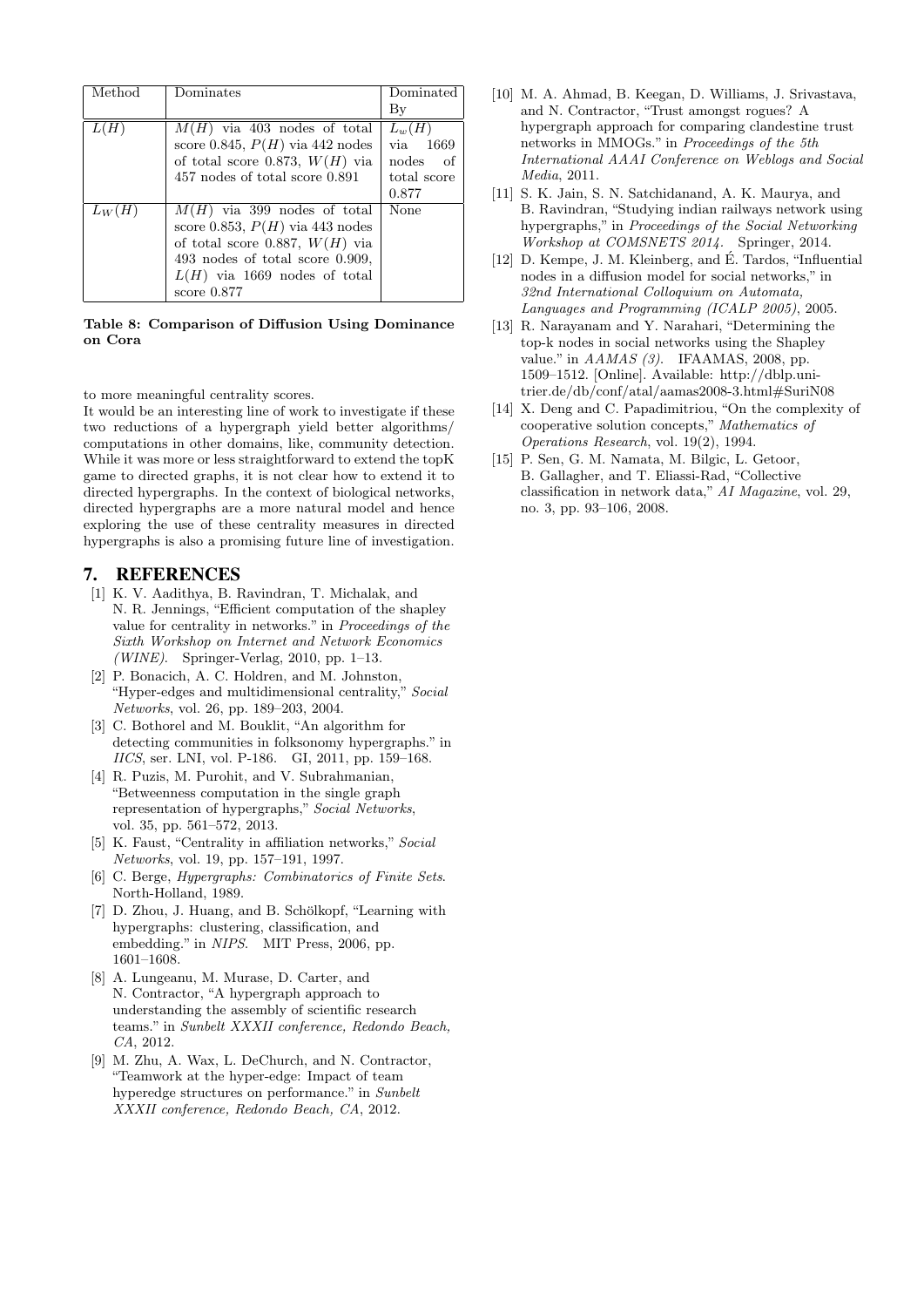| Method | Dominates | Dominated By |
|---|---|---|
| $L(H)$ | $M(H)$ via 403 nodes of total score 0.845, $P(H)$ via 442 nodes of total score 0.873, $W(H)$ via 457 nodes of total score 0.891 | $L_w(H)$ via 1669 nodes of total score 0.877 |
| $L_W(H)$ | $M(H)$ via 399 nodes of total score 0.853, $P(H)$ via 443 nodes of total score 0.887, $W(H)$ via 493 nodes of total score 0.909, $L(H)$ via 1669 nodes of total score 0.877 | None |

**Table 8: Comparison of Diffusion Using Dominance on Cora**

to more meaningful centrality scores.

It would be an interesting line of work to investigate if these two reductions of a hypergraph yield better algorithms/ computations in other domains, like, community detection. While it was more or less straightforward to extend the topK game to directed graphs, it is not clear how to extend it to directed hypergraphs. In the context of biological networks, directed hypergraphs are a more natural model and hence exploring the use of these centrality measures in directed hypergraphs is also a promising future line of investigation.

## 7. REFERENCES

[1] K. V. Aadithya, B. Ravindran, T. Michalak, and N. R. Jennings, "Efficient computation of the shapley value for centrality in networks." in *Proceedings of the Sixth Workshop on Internet and Network Economics (WINE)*. Springer-Verlag, 2010, pp. 1–13.

[2] P. Bonacich, A. C. Holdren, and M. Johnston, "Hyper-edges and multidimensional centrality," *Social Networks*, vol. 26, pp. 189–203, 2004.

[3] C. Bothorel and M. Bouklit, "An algorithm for detecting communities in folksonomy hypergraphs." in *IICS*, ser. LNI, vol. P-186. GI, 2011, pp. 159–168.

[4] R. Puzis, M. Purohit, and V. Subrahmanian, "Betweenness computation in the single graph representation of hypergraphs," *Social Networks*, vol. 35, pp. 561–572, 2013.

[5] K. Faust, "Centrality in affiliation networks," *Social Networks*, vol. 19, pp. 157–191, 1997.

[6] C. Berge, *Hypergraphs: Combinatorics of Finite Sets*. North-Holland, 1989.

[7] D. Zhou, J. Huang, and B. Schölkopf, "Learning with hypergraphs: clustering, classification, and embedding." in *NIPS*. MIT Press, 2006, pp. 1601–1608.

[8] A. Lungeanu, M. Murase, D. Carter, and N. Contractor, "A hypergraph approach to understanding the assembly of scientific research teams." in *Sunbelt XXXII conference, Redondo Beach, CA*, 2012.

[9] M. Zhu, A. Wax, L. DeChurch, and N. Contractor, "Teamwork at the hyper-edge: Impact of team hyperedge structures on performance." in *Sunbelt XXXII conference, Redondo Beach, CA*, 2012.

[10] M. A. Ahmad, B. Keegan, D. Williams, J. Srivastava, and N. Contractor, "Trust amongst rogues? A hypergraph approach for comparing clandestine trust networks in MMOGs." in *Proceedings of the 5th International AAAI Conference on Weblogs and Social Media*, 2011.

[11] S. K. Jain, S. N. Satchidanand, A. K. Maurya, and B. Ravindran, "Studying indian railways network using hypergraphs," in *Proceedings of the Social Networking Workshop at COMSNETS 2014*. Springer, 2014.

[12] D. Kempe, J. M. Kleinberg, and É. Tardos, "Influential nodes in a diffusion model for social networks," in *32nd International Colloquium on Automata, Languages and Programming (ICALP 2005)*, 2005.

[13] R. Narayanam and Y. Narahari, "Determining the top-k nodes in social networks using the Shapley value." in *AAMAS (3)*. IFAAMAS, 2008, pp. 1509–1512. [Online]. Available: http://dblp.uni-trier.de/db/conf/atal/aamas2008-3.html#SuriN08

[14] X. Deng and C. Papadimitriou, "On the complexity of cooperative solution concepts," *Mathematics of Operations Research*, vol. 19(2), 1994.

[15] P. Sen, G. M. Namata, M. Bilgic, L. Getoor, B. Gallagher, and T. Eliassi-Rad, "Collective classification in network data," *AI Magazine*, vol. 29, no. 3, pp. 93–106, 2008.